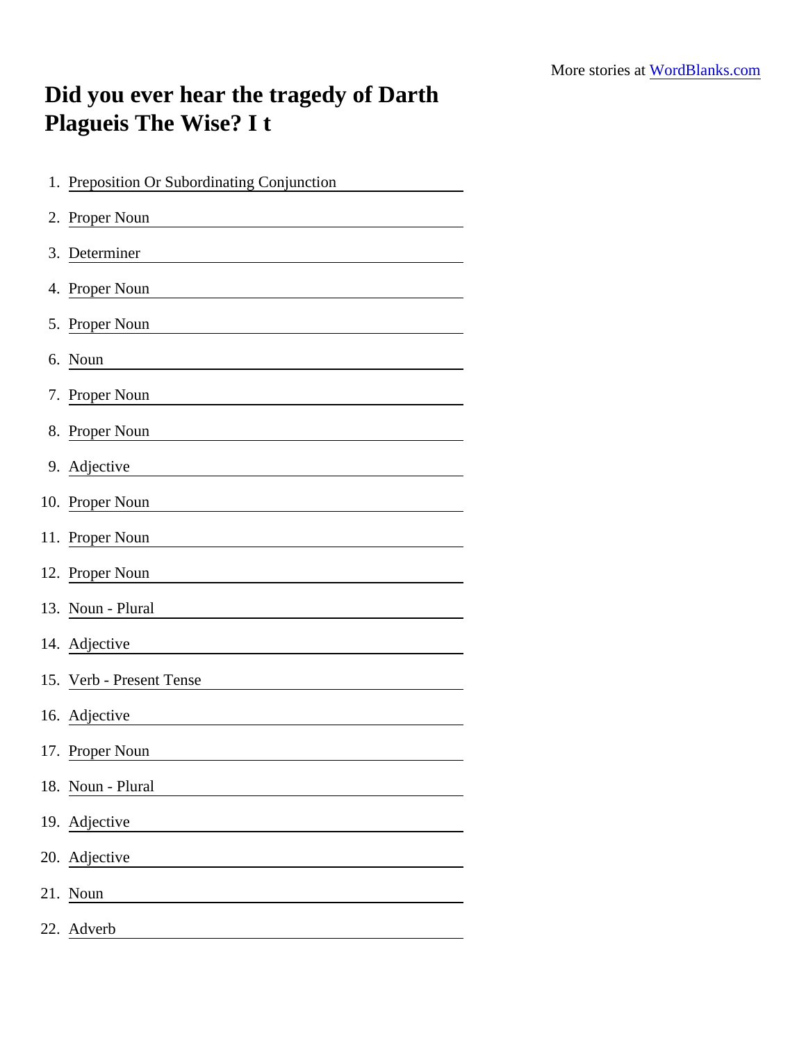More stories at [WordBlanks.com](https://www.wordblanks.com)

# Did you ever hear the tragedy of Darth Plagueis The Wise? I t

1. Preposition Or Subordinating Conjunction
2. Proper Noun
3. Determiner
4. Proper Noun
5. Proper Noun
6. Noun
7. Proper Noun
8. Proper Noun
9. Adjective
10. Proper Noun
11. Proper Noun
12. Proper Noun
13. Noun - Plural
14. Adjective
15. Verb - Present Tense
16. Adjective
17. Proper Noun
18. Noun - Plural
19. Adjective
20. Adjective
21. Noun
22. Adverb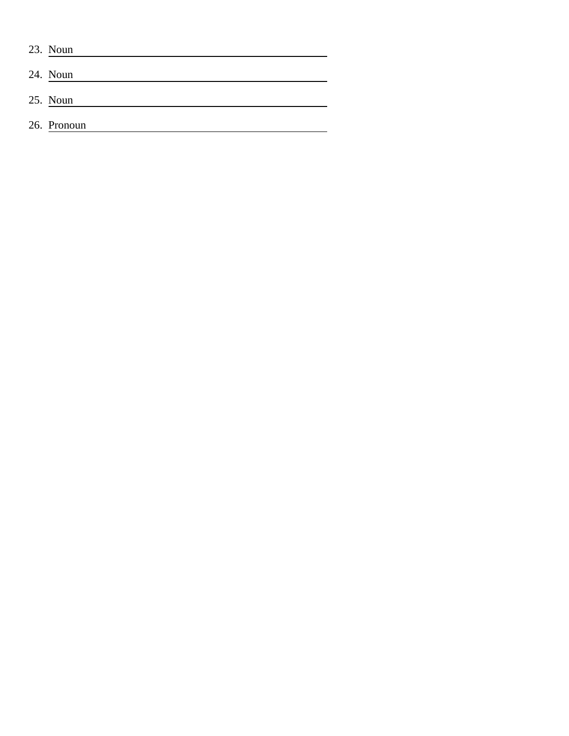23. Noun ______________________________

24. Noun ______________________________

25. Noun ______________________________

26. Pronoun ______________________________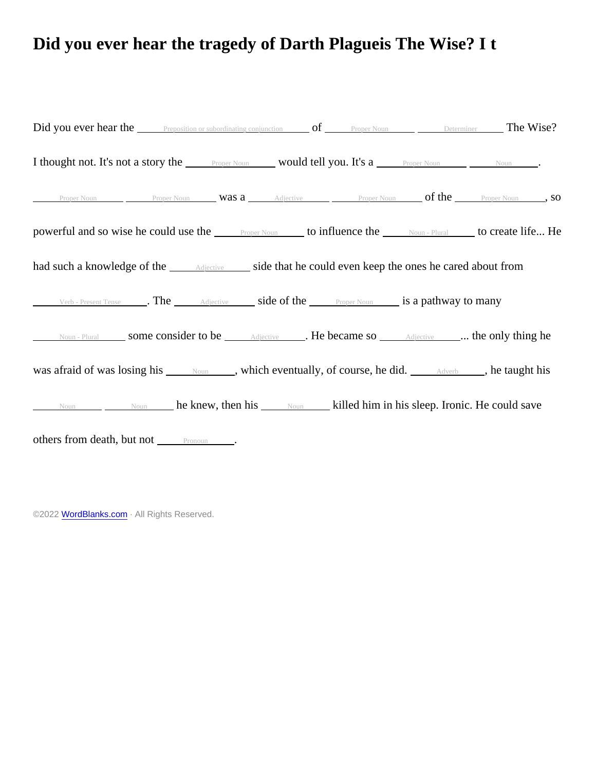# Did you ever hear the tragedy of Darth Plagueis The Wise? I t

Did you ever hear the ______ (Preposition or subordinating conjunction) of ______ (Proper Noun) ______ (Determiner) The Wise? I thought not. It's not a story the ______ (Proper Noun) would tell you. It's a ______ (Proper Noun) ______ (Noun). ______ (Proper Noun) ______ (Proper Noun) was a ______ (Adjective) ______ (Proper Noun) of the ______ (Proper Noun), so powerful and so wise he could use the ______ (Proper Noun) to influence the ______ (Noun - Plural) to create life... He had such a knowledge of the ______ (Adjective) side that he could even keep the ones he cared about from ______ (Verb - Present Tense). The ______ (Adjective) side of the ______ (Proper Noun) is a pathway to many ______ (Noun - Plural) some consider to be ______ (Adjective). He became so ______ (Adjective)... the only thing he was afraid of was losing his ______ (Noun), which eventually, of course, he did. ______ (Adverb), he taught his ______ (Noun) ______ (Noun) he knew, then his ______ (Noun) killed him in his sleep. Ironic. He could save others from death, but not ______ (Pronoun).

©2022 WordBlanks.com · All Rights Reserved.